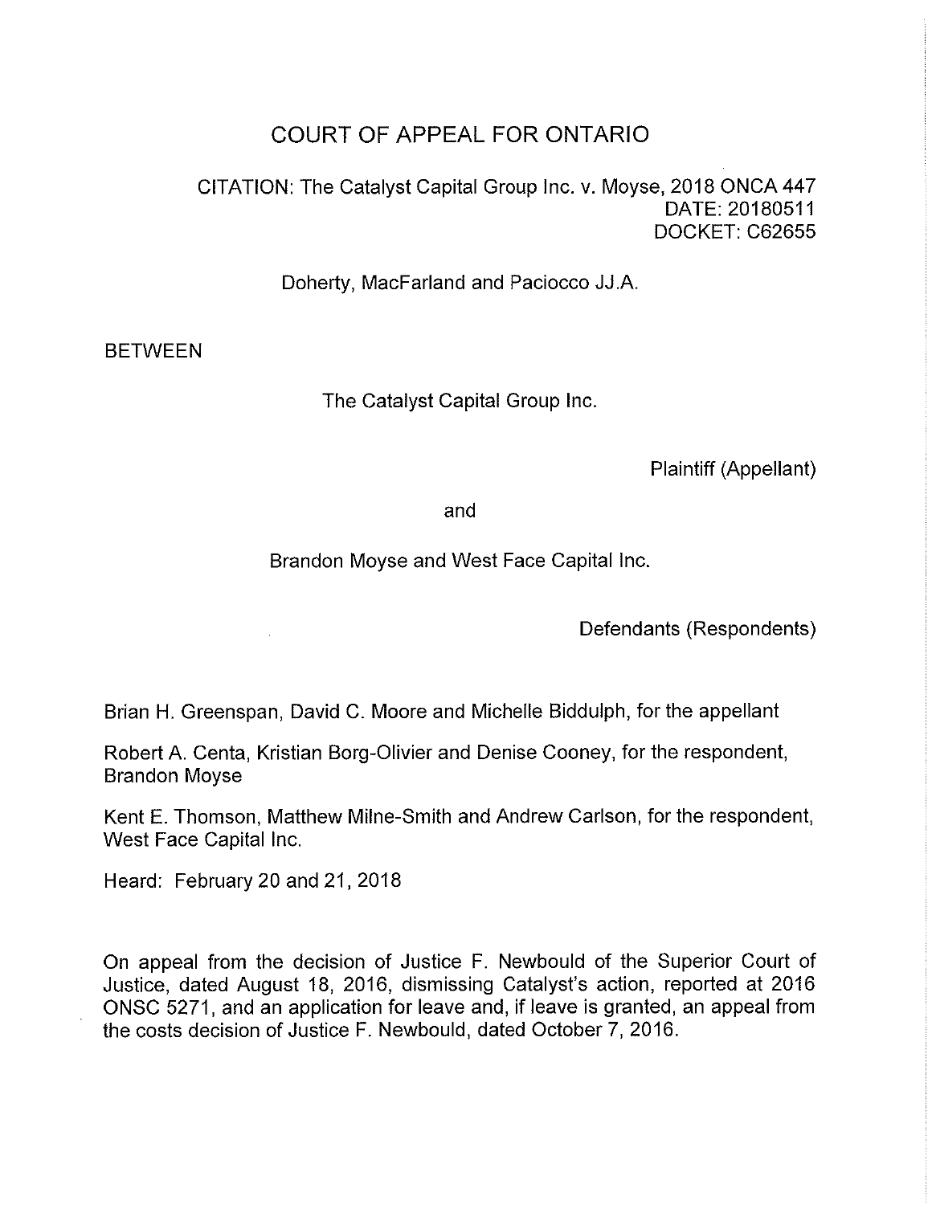# COURT OF APPEAL FOR ONTARIO

CITATION: The Catalyst Capital Group Inc. v. Moyse, 2018 ONCA 447
DATE: 20180511
DOCKET: C62655

Doherty, MacFarland and Paciocco JJ.A.

BETWEEN

The Catalyst Capital Group Inc.

Plaintiff (Appellant)

and

Brandon Moyse and West Face Capital Inc.

Defendants (Respondents)

Brian H. Greenspan, David C. Moore and Michelle Biddulph, for the appellant

Robert A. Centa, Kristian Borg-Olivier and Denise Cooney, for the respondent, Brandon Moyse

Kent E. Thomson, Matthew Milne-Smith and Andrew Carlson, for the respondent, West Face Capital Inc.

Heard: February 20 and 21, 2018

On appeal from the decision of Justice F. Newbould of the Superior Court of Justice, dated August 18, 2016, dismissing Catalyst's action, reported at 2016 ONSC 5271, and an application for leave and, if leave is granted, an appeal from the costs decision of Justice F. Newbould, dated October 7, 2016.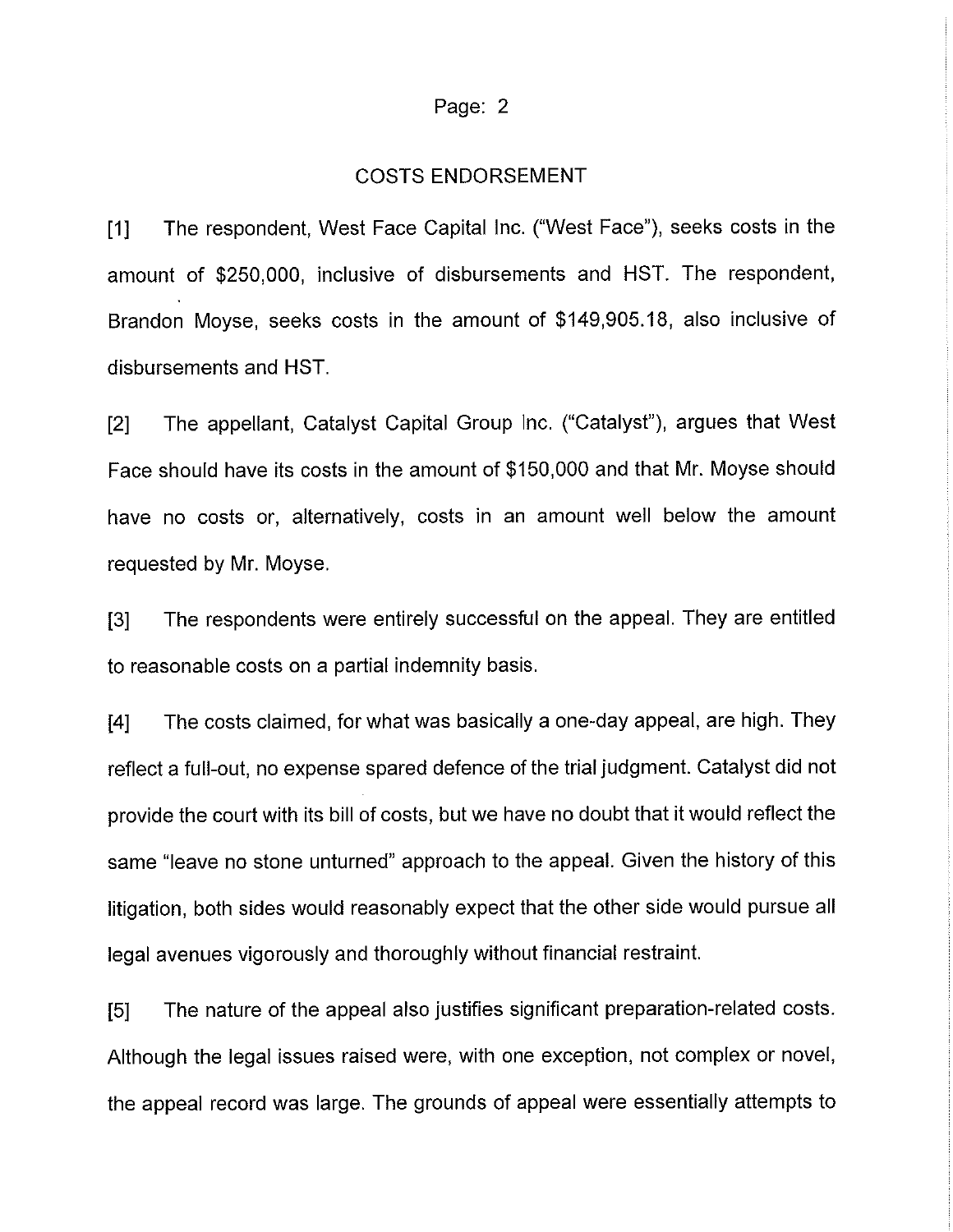## COSTS ENDORSEMENT

[1] The respondent, West Face Capital Inc. ("West Face"), seeks costs in the amount of $250,000, inclusive of disbursements and HST. The respondent, Brandon Moyse, seeks costs in the amount of $149,905.18, also inclusive of disbursements and HST.

[2] The appellant, Catalyst Capital Group Inc. ("Catalyst"), argues that West Face should have its costs in the amount of $150,000 and that Mr. Moyse should have no costs or, alternatively, costs in an amount well below the amount requested by Mr. Moyse.

[3] The respondents were entirely successful on the appeal. They are entitled to reasonable costs on a partial indemnity basis.

[4] The costs claimed, for what was basically a one-day appeal, are high. They reflect a full-out, no expense spared defence of the trial judgment. Catalyst did not provide the court with its bill of costs, but we have no doubt that it would reflect the same "leave no stone unturned" approach to the appeal. Given the history of this litigation, both sides would reasonably expect that the other side would pursue all legal avenues vigorously and thoroughly without financial restraint.

[5] The nature of the appeal also justifies significant preparation-related costs. Although the legal issues raised were, with one exception, not complex or novel, the appeal record was large. The grounds of appeal were essentially attempts to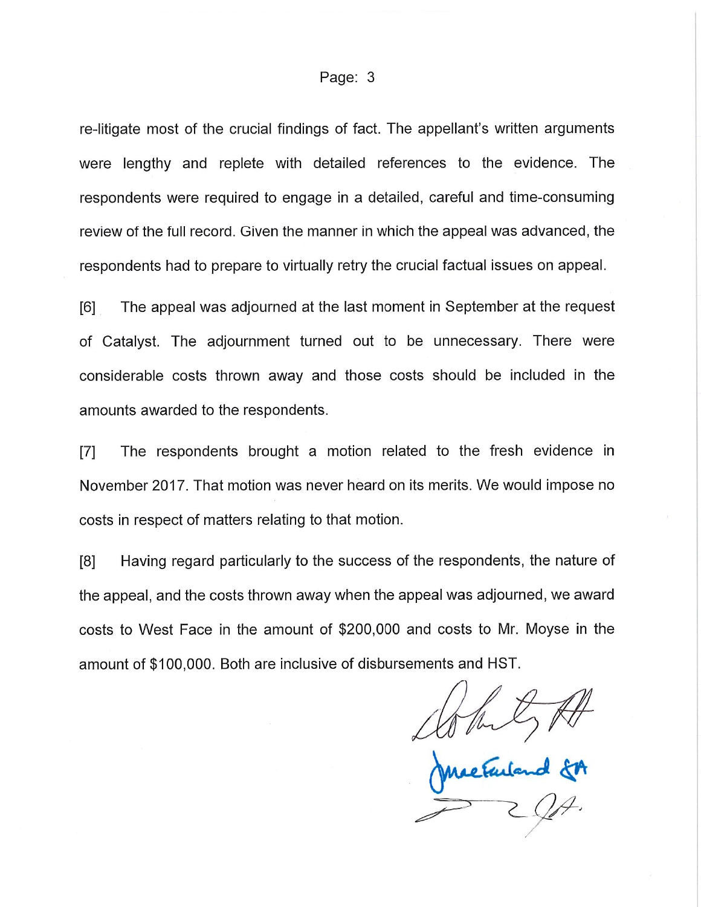re-litigate most of the crucial findings of fact. The appellant's written arguments were lengthy and replete with detailed references to the evidence. The respondents were required to engage in a detailed, careful and time-consuming review of the full record. Given the manner in which the appeal was advanced, the respondents had to prepare to virtually retry the crucial factual issues on appeal.

[6] The appeal was adjourned at the last moment in September at the request of Catalyst. The adjournment turned out to be unnecessary. There were considerable costs thrown away and those costs should be included in the amounts awarded to the respondents.

[7] The respondents brought a motion related to the fresh evidence in November 2017. That motion was never heard on its merits. We would impose no costs in respect of matters relating to that motion.

[8] Having regard particularly to the success of the respondents, the nature of the appeal, and the costs thrown away when the appeal was adjourned, we award costs to West Face in the amount of $200,000 and costs to Mr. Moyse in the amount of $100,000. Both are inclusive of disbursements and HST.